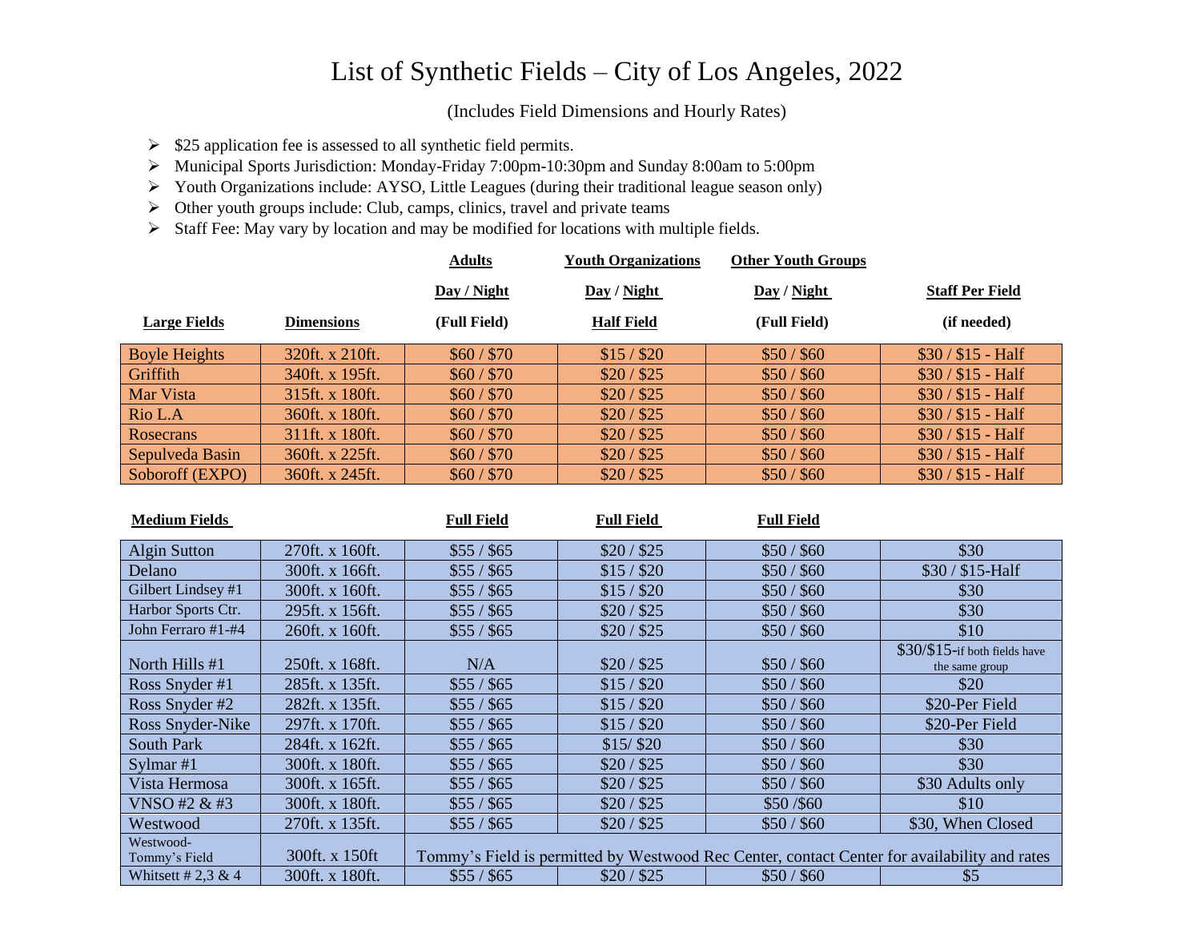# List of Synthetic Fields – City of Los Angeles, 2022

(Includes Field Dimensions and Hourly Rates)

- $25 application fee is assessed to all synthetic field permits.
- Municipal Sports Jurisdiction: Monday-Friday 7:00pm-10:30pm and Sunday 8:00am to 5:00pm
- Youth Organizations include: AYSO, Little Leagues (during their traditional league season only)
- Other youth groups include: Club, camps, clinics, travel and private teams
- Staff Fee: May vary by location and may be modified for locations with multiple fields.

| | | **Adults** | **Youth Organizations** | **Other Youth Groups** | |
|---|---|---|---|---|---|
| | | **Day / Night** | **Day / Night** | **Day / Night** | **Staff Per Field** |
| **Large Fields** | **Dimensions** | **(Full Field)** | **Half Field** | **(Full Field)** | **(if needed)** |
| Boyle Heights | 320ft. x 210ft. | $60 / $70 | $15 / $20 | $50 / $60 | $30 / $15 - Half |
| Griffith | 340ft. x 195ft. | $60 / $70 | $20 / $25 | $50 / $60 | $30 / $15 - Half |
| Mar Vista | 315ft. x 180ft. | $60 / $70 | $20 / $25 | $50 / $60 | $30 / $15 - Half |
| Rio L.A | 360ft. x 180ft. | $60 / $70 | $20 / $25 | $50 / $60 | $30 / $15 - Half |
| Rosecrans | 311ft. x 180ft. | $60 / $70 | $20 / $25 | $50 / $60 | $30 / $15 - Half |
| Sepulveda Basin | 360ft. x 225ft. | $60 / $70 | $20 / $25 | $50 / $60 | $30 / $15 - Half |
| Soboroff (EXPO) | 360ft. x 245ft. | $60 / $70 | $20 / $25 | $50 / $60 | $30 / $15 - Half |
| **Medium Fields** | | **Full Field** | **Full Field** | **Full Field** | |
| Algin Sutton | 270ft. x 160ft. | $55 / $65 | $20 / $25 | $50 / $60 | $30 |
| Delano | 300ft. x 166ft. | $55 / $65 | $15 / $20 | $50 / $60 | $30 / $15-Half |
| Gilbert Lindsey #1 | 300ft. x 160ft. | $55 / $65 | $15 / $20 | $50 / $60 | $30 |
| Harbor Sports Ctr. | 295ft. x 156ft. | $55 / $65 | $20 / $25 | $50 / $60 | $30 |
| John Ferraro #1-#4 | 260ft. x 160ft. | $55 / $65 | $20 / $25 | $50 / $60 | $10 |
| North Hills #1 | 250ft. x 168ft. | N/A | $20 / $25 | $50 / $60 | $30/$15-if both fields have the same group |
| Ross Snyder #1 | 285ft. x 135ft. | $55 / $65 | $15 / $20 | $50 / $60 | $20 |
| Ross Snyder #2 | 282ft. x 135ft. | $55 / $65 | $15 / $20 | $50 / $60 | $20-Per Field |
| Ross Snyder-Nike | 297ft. x 170ft. | $55 / $65 | $15 / $20 | $50 / $60 | $20-Per Field |
| South Park | 284ft. x 162ft. | $55 / $65 | $15/ $20 | $50 / $60 | $30 |
| Sylmar #1 | 300ft. x 180ft. | $55 / $65 | $20 / $25 | $50 / $60 | $30 |
| Vista Hermosa | 300ft. x 165ft. | $55 / $65 | $20 / $25 | $50 / $60 | $30 Adults only |
| VNSO #2 & #3 | 300ft. x 180ft. | $55 / $65 | $20 / $25 | $50 /$60 | $10 |
| Westwood | 270ft. x 135ft. | $55 / $65 | $20 / $25 | $50 / $60 | $30, When Closed |
| Westwood-Tommy's Field | 300ft. x 150ft | Tommy's Field is permitted by Westwood Rec Center, contact Center for availability and rates | | | |
| Whitsett # 2,3 & 4 | 300ft. x 180ft. | $55 / $65 | $20 / $25 | $50 / $60 | $5 |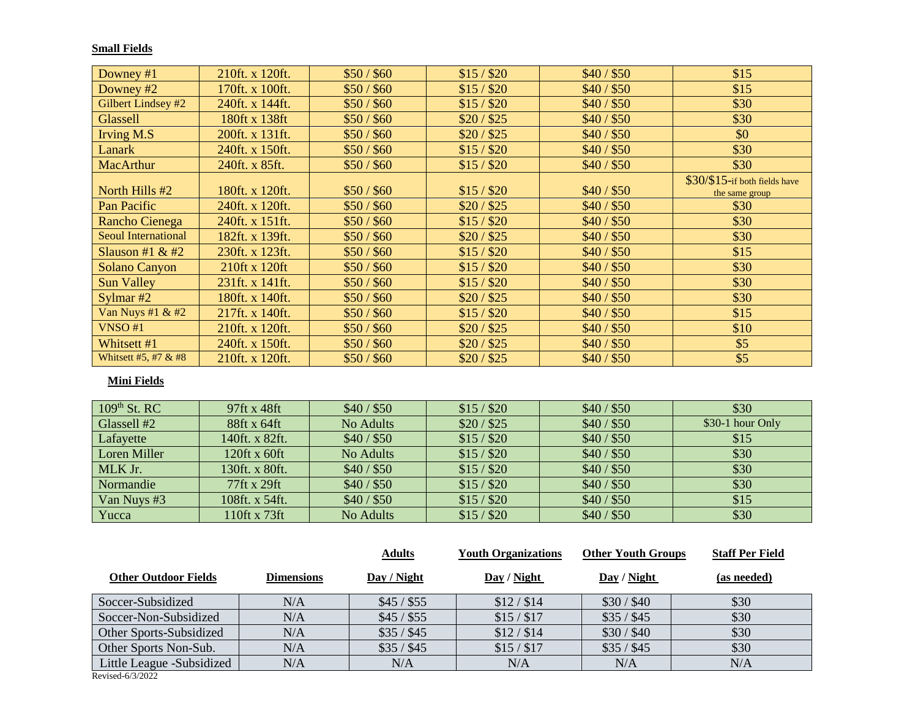**Small Fields**

| | | | | | |
|---|---|---|---|---|---|
| Downey #1 | 210ft. x 120ft. | $50 / $60 | $15 / $20 | $40 / $50 | $15 |
| Downey #2 | 170ft. x 100ft. | $50 / $60 | $15 / $20 | $40 / $50 | $15 |
| Gilbert Lindsey #2 | 240ft. x 144ft. | $50 / $60 | $15 / $20 | $40 / $50 | $30 |
| Glassell | 180ft x 138ft | $50 / $60 | $20 / $25 | $40 / $50 | $30 |
| Irving M.S | 200ft. x 131ft. | $50 / $60 | $20 / $25 | $40 / $50 | $0 |
| Lanark | 240ft. x 150ft. | $50 / $60 | $15 / $20 | $40 / $50 | $30 |
| MacArthur | 240ft. x 85ft. | $50 / $60 | $15 / $20 | $40 / $50 | $30 |
| North Hills #2 | 180ft. x 120ft. | $50 / $60 | $15 / $20 | $40 / $50 | $30/$15-if both fields have the same group |
| Pan Pacific | 240ft. x 120ft. | $50 / $60 | $20 / $25 | $40 / $50 | $30 |
| Rancho Cienega | 240ft. x 151ft. | $50 / $60 | $15 / $20 | $40 / $50 | $30 |
| Seoul International | 182ft. x 139ft. | $50 / $60 | $20 / $25 | $40 / $50 | $30 |
| Slauson #1 & #2 | 230ft. x 123ft. | $50 / $60 | $15 / $20 | $40 / $50 | $15 |
| Solano Canyon | 210ft x 120ft | $50 / $60 | $15 / $20 | $40 / $50 | $30 |
| Sun Valley | 231ft. x 141ft. | $50 / $60 | $15 / $20 | $40 / $50 | $30 |
| Sylmar #2 | 180ft. x 140ft. | $50 / $60 | $20 / $25 | $40 / $50 | $30 |
| Van Nuys #1 & #2 | 217ft. x 140ft. | $50 / $60 | $15 / $20 | $40 / $50 | $15 |
| VNSO #1 | 210ft. x 120ft. | $50 / $60 | $20 / $25 | $40 / $50 | $10 |
| Whitsett #1 | 240ft. x 150ft. | $50 / $60 | $20 / $25 | $40 / $50 | $5 |
| Whitsett #5, #7 & #8 | 210ft. x 120ft. | $50 / $60 | $20 / $25 | $40 / $50 | $5 |

**Mini Fields**

| | | | | | |
|---|---|---|---|---|---|
| 109th St. RC | 97ft x 48ft | $40 / $50 | $15 / $20 | $40 / $50 | $30 |
| Glassell #2 | 88ft x 64ft | No Adults | $20 / $25 | $40 / $50 | $30-1 hour Only |
| Lafayette | 140ft. x 82ft. | $40 / $50 | $15 / $20 | $40 / $50 | $15 |
| Loren Miller | 120ft x 60ft | No Adults | $15 / $20 | $40 / $50 | $30 |
| MLK Jr. | 130ft. x 80ft. | $40 / $50 | $15 / $20 | $40 / $50 | $30 |
| Normandie | 77ft x 29ft | $40 / $50 | $15 / $20 | $40 / $50 | $30 |
| Van Nuys #3 | 108ft. x 54ft. | $40 / $50 | $15 / $20 | $40 / $50 | $15 |
| Yucca | 110ft x 73ft | No Adults | $15 / $20 | $40 / $50 | $30 |

| Other Outdoor Fields | Dimensions | Adults<br>Day / Night | Youth Organizations<br>Day / Night | Other Youth Groups<br>Day / Night | Staff Per Field<br>(as needed) |
|---|---|---|---|---|---|
| Soccer-Subsidized | N/A | $45 / $55 | $12 / $14 | $30 / $40 | $30 |
| Soccer-Non-Subsidized | N/A | $45 / $55 | $15 / $17 | $35 / $45 | $30 |
| Other Sports-Subsidized | N/A | $35 / $45 | $12 / $14 | $30 / $40 | $30 |
| Other Sports Non-Sub. | N/A | $35 / $45 | $15 / $17 | $35 / $45 | $30 |
| Little League -Subsidized | N/A | N/A | N/A | N/A | N/A |

Revised-6/3/2022